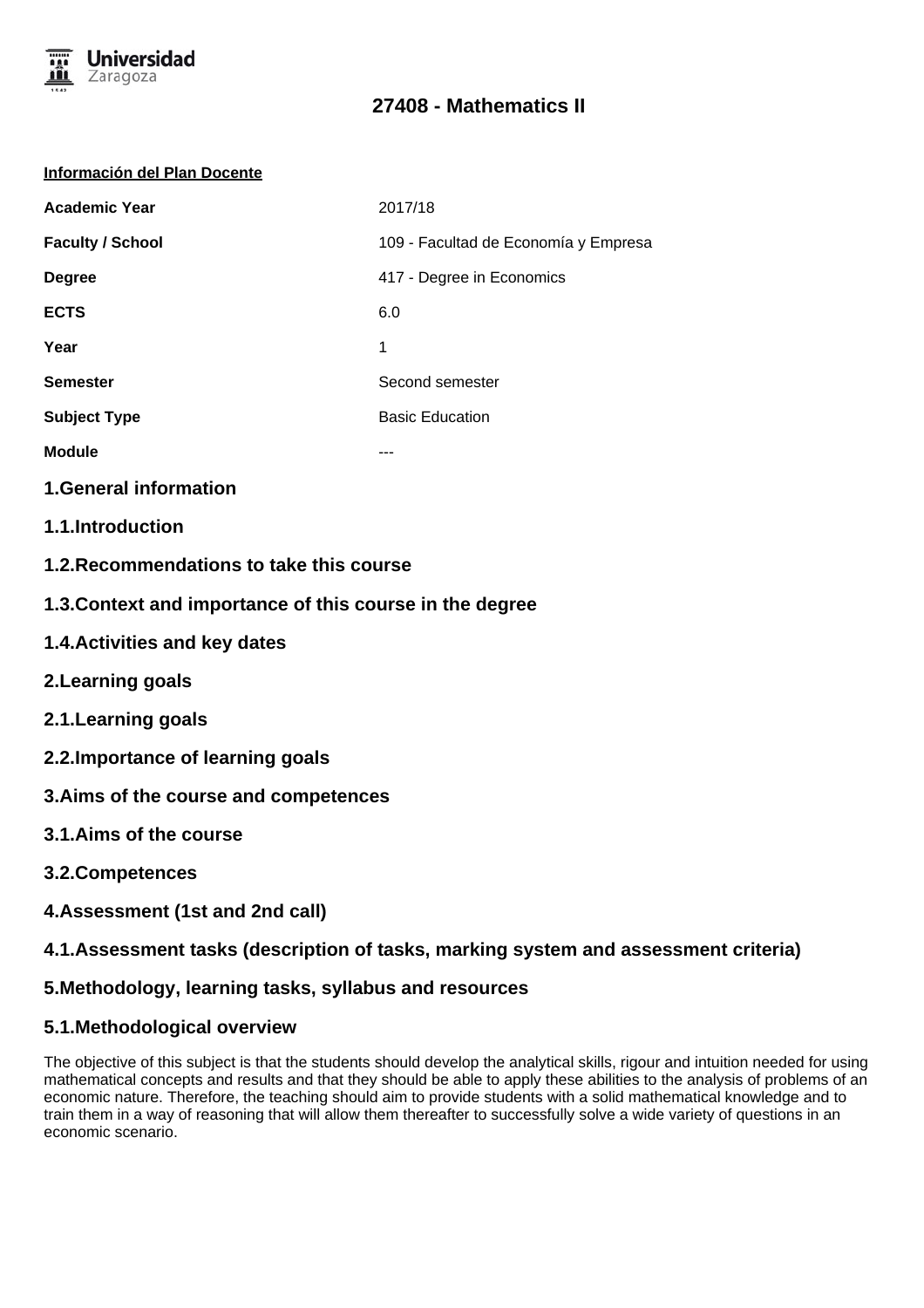# 27408 - Mathematics II

**Información del Plan Docente**

| | |
|---|---|
| **Academic Year** | 2017/18 |
| **Faculty / School** | 109 - Facultad de Economía y Empresa |
| **Degree** | 417 - Degree in Economics |
| **ECTS** | 6.0 |
| **Year** | 1 |
| **Semester** | Second semester |
| **Subject Type** | Basic Education |
| **Module** | --- |

## 1.General information

### 1.1.Introduction

### 1.2.Recommendations to take this course

### 1.3.Context and importance of this course in the degree

### 1.4.Activities and key dates

## 2.Learning goals

### 2.1.Learning goals

### 2.2.Importance of learning goals

## 3.Aims of the course and competences

### 3.1.Aims of the course

### 3.2.Competences

## 4.Assessment (1st and 2nd call)

### 4.1.Assessment tasks (description of tasks, marking system and assessment criteria)

## 5.Methodology, learning tasks, syllabus and resources

### 5.1.Methodological overview

The objective of this subject is that the students should develop the analytical skills, rigour and intuition needed for using mathematical concepts and results and that they should be able to apply these abilities to the analysis of problems of an economic nature. Therefore, the teaching should aim to provide students with a solid mathematical knowledge and to train them in a way of reasoning that will allow them thereafter to successfully solve a wide variety of questions in an economic scenario.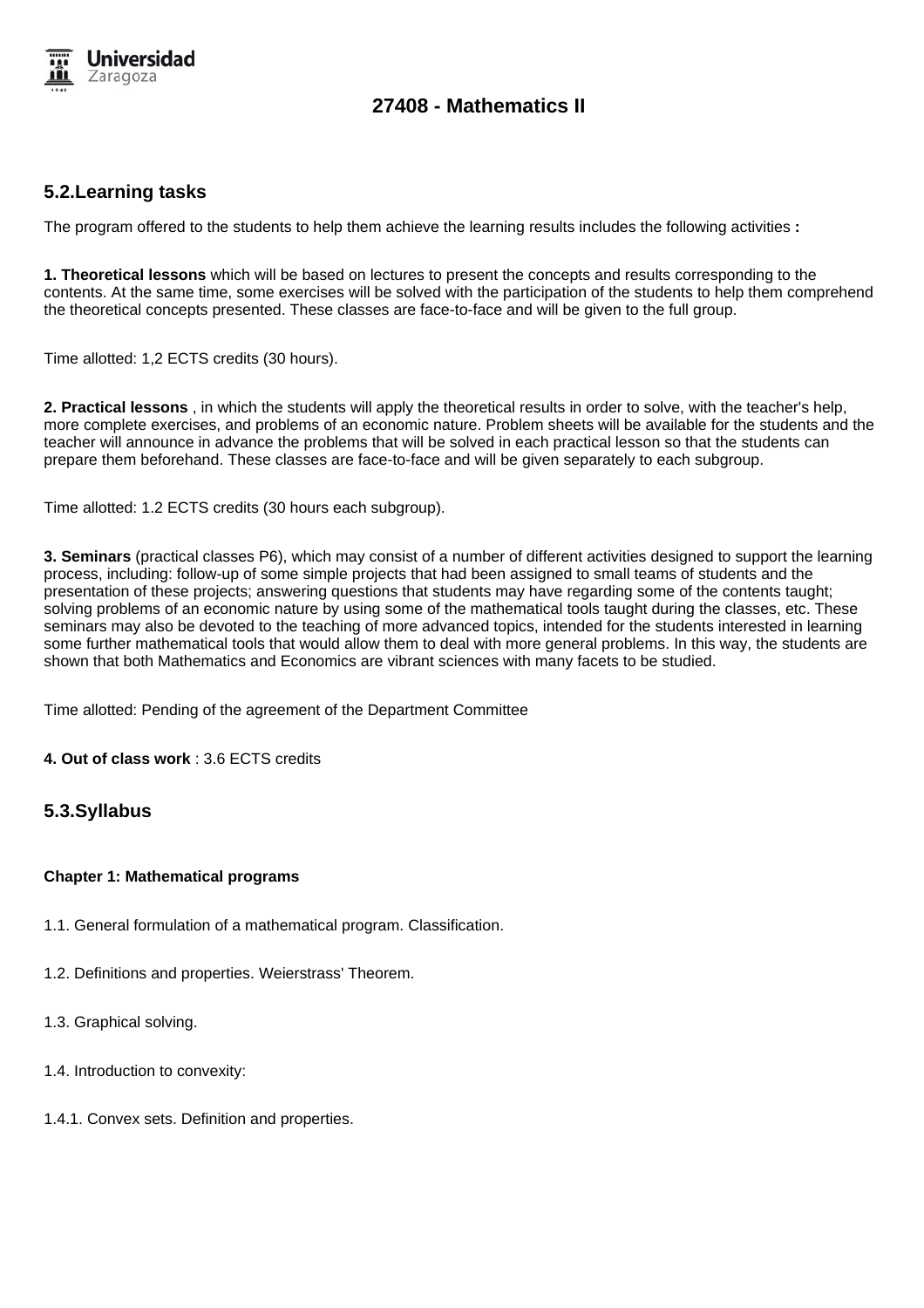## 5.2.Learning tasks

The program offered to the students to help them achieve the learning results includes the following activities **:**

**1. Theoretical lessons** which will be based on lectures to present the concepts and results corresponding to the contents. At the same time, some exercises will be solved with the participation of the students to help them comprehend the theoretical concepts presented. These classes are face-to-face and will be given to the full group.

Time allotted: 1,2 ECTS credits (30 hours).

**2. Practical lessons** , in which the students will apply the theoretical results in order to solve, with the teacher's help, more complete exercises, and problems of an economic nature. Problem sheets will be available for the students and the teacher will announce in advance the problems that will be solved in each practical lesson so that the students can prepare them beforehand. These classes are face-to-face and will be given separately to each subgroup.

Time allotted: 1.2 ECTS credits (30 hours each subgroup).

**3. Seminars** (practical classes P6), which may consist of a number of different activities designed to support the learning process, including: follow-up of some simple projects that had been assigned to small teams of students and the presentation of these projects; answering questions that students may have regarding some of the contents taught; solving problems of an economic nature by using some of the mathematical tools taught during the classes, etc. These seminars may also be devoted to the teaching of more advanced topics, intended for the students interested in learning some further mathematical tools that would allow them to deal with more general problems. In this way, the students are shown that both Mathematics and Economics are vibrant sciences with many facets to be studied.

Time allotted: Pending of the agreement of the Department Committee

**4. Out of class work** : 3.6 ECTS credits

## 5.3.Syllabus

**Chapter 1: Mathematical programs**

1.1. General formulation of a mathematical program. Classification.

1.2. Definitions and properties. Weierstrass' Theorem.

1.3. Graphical solving.

1.4. Introduction to convexity:

1.4.1. Convex sets. Definition and properties.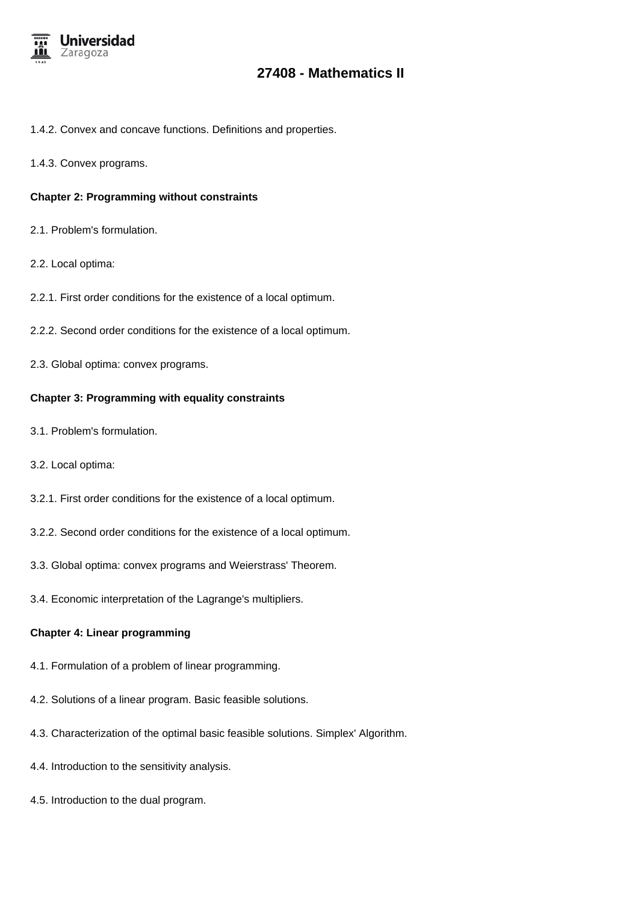1.4.2. Convex and concave functions. Definitions and properties.

1.4.3. Convex programs.

**Chapter 2: Programming without constraints**

2.1. Problem's formulation.

2.2. Local optima:

2.2.1. First order conditions for the existence of a local optimum.

2.2.2. Second order conditions for the existence of a local optimum.

2.3. Global optima: convex programs.

**Chapter 3: Programming with equality constraints**

3.1. Problem's formulation.

3.2. Local optima:

3.2.1. First order conditions for the existence of a local optimum.

3.2.2. Second order conditions for the existence of a local optimum.

3.3. Global optima: convex programs and Weierstrass' Theorem.

3.4. Economic interpretation of the Lagrange's multipliers.

**Chapter 4: Linear programming**

4.1. Formulation of a problem of linear programming.

4.2. Solutions of a linear program. Basic feasible solutions.

4.3. Characterization of the optimal basic feasible solutions. Simplex' Algorithm.

4.4. Introduction to the sensitivity analysis.

4.5. Introduction to the dual program.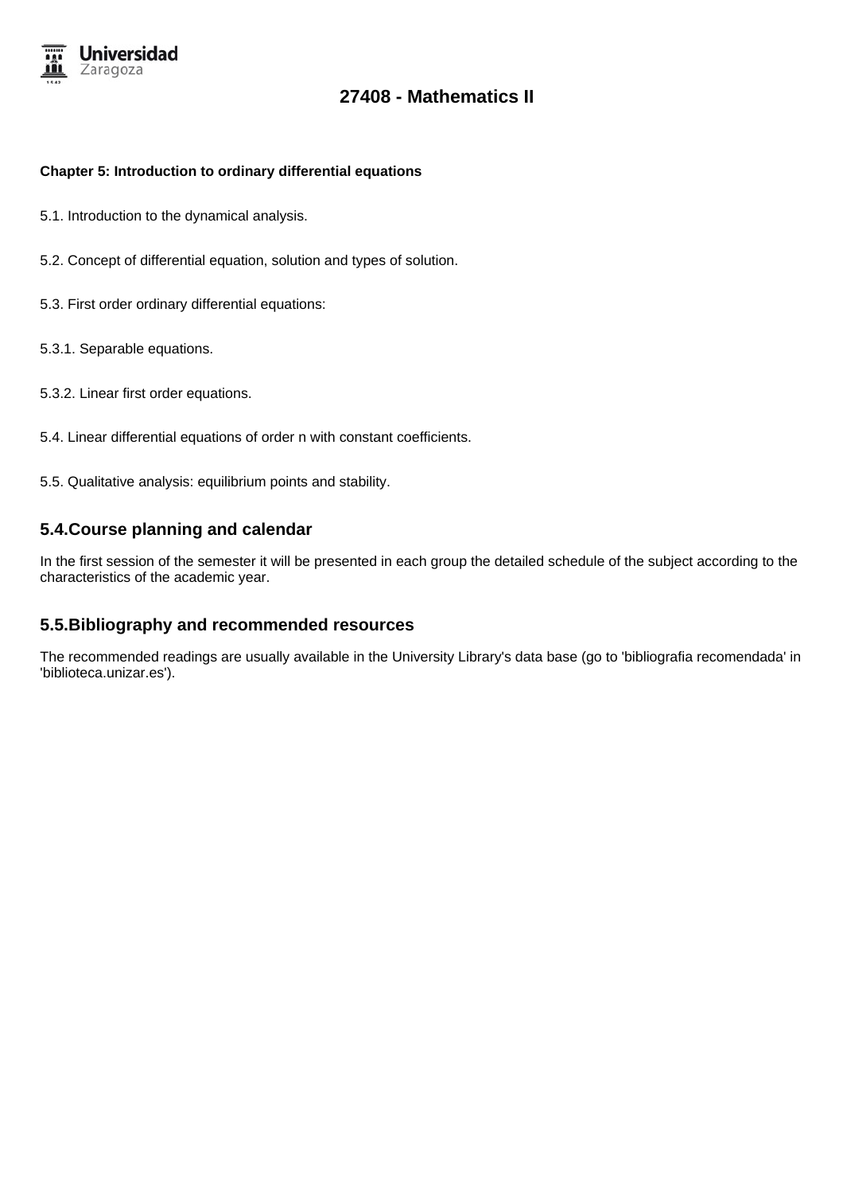**Chapter 5: Introduction to ordinary differential equations**

5.1. Introduction to the dynamical analysis.

5.2. Concept of differential equation, solution and types of solution.

5.3. First order ordinary differential equations:

5.3.1. Separable equations.

5.3.2. Linear first order equations.

5.4. Linear differential equations of order n with constant coefficients.

5.5. Qualitative analysis: equilibrium points and stability.

## 5.4.Course planning and calendar

In the first session of the semester it will be presented in each group the detailed schedule of the subject according to the characteristics of the academic year.

## 5.5.Bibliography and recommended resources

The recommended readings are usually available in the University Library's data base (go to 'bibliografia recomendada' in 'biblioteca.unizar.es').